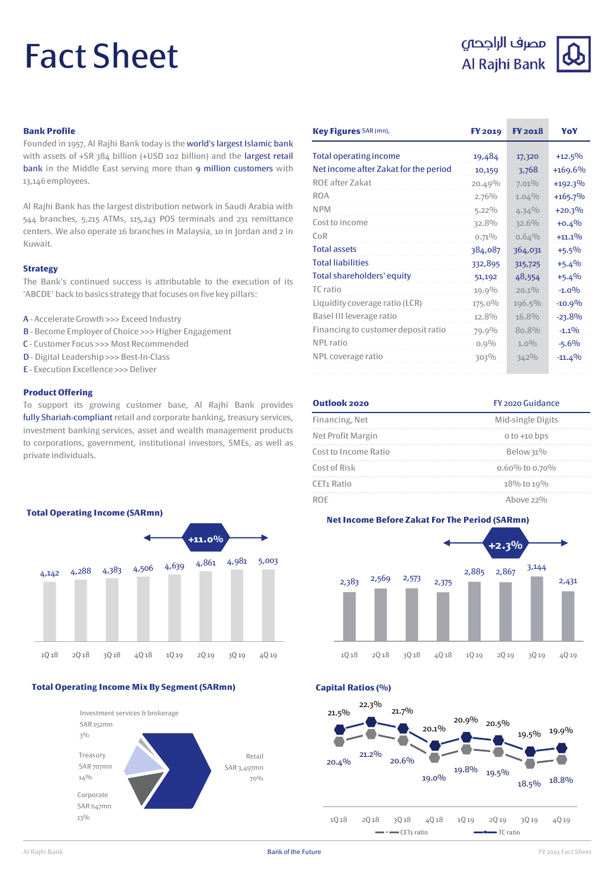# Fact Sheet

مصرف الراجحي
Al Rajhi Bank

### Bank Profile

Founded in 1957, Al Rajhi Bank today is the world's largest Islamic bank with assets of +SR 384 billion (+USD 102 billion) and the largest retail bank in the Middle East serving more than 9 million customers with 13,146 employees.

Al Rajhi Bank has the largest distribution network in Saudi Arabia with 544 branches, 5,215 ATMs, 115,243 POS terminals and 231 remittance centers. We also operate 16 branches in Malaysia, 10 in Jordan and 2 in Kuwait.

### Strategy

The Bank's continued success is attributable to the execution of its 'ABCDE' back to basics strategy that focuses on five key pillars:

A - Accelerate Growth >>> Exceed Industry
B - Become Employer of Choice >>> Higher Engagement
C - Customer Focus >>> Most Recommended
D - Digital Leadership >>> Best-In-Class
E - Execution Excellence >>> Deliver

### Product Offering

To support its growing customer base, Al Rajhi Bank provides fully Shariah-compliant retail and corporate banking, treasury services, investment banking services, asset and wealth management products to corporations, government, institutional investors, SMEs, as well as private individuals.

| Key Figures SAR (mn), | FY 2019 | FY 2018 | YoY |
|---|---|---|---|
| Total operating income | 19,484 | 17,320 | +12.5% |
| Net income after Zakat for the period | 10,159 | 3,768 | +169.6% |
| ROE after Zakat | 20.49% | 7.01% | +192.3% |
| ROA | 2.76% | 1.04% | +165.7% |
| NPM | 5.22% | 4.34% | +20.3% |
| Cost to income | 32.8% | 32.6% | +0.4% |
| CoR | 0.71% | 0.64% | +11.1% |
| Total assets | 384,087 | 364,031 | +5.5% |
| Total liabilities | 332,895 | 315,725 | +5.4% |
| Total shareholders' equity | 51,192 | 48,554 | +5.4% |
| TC ratio | 19.9% | 20.1% | -1.0% |
| Liquidity coverage ratio (LCR) | 175.0% | 196.5% | -10.9% |
| Basel III leverage ratio | 12.8% | 16.8% | -23.8% |
| Financing to customer deposit ratio | 79.9% | 80.8% | -1.1% |
| NPL ratio | 0.9% | 1.0% | -5.6% |
| NPL coverage ratio | 303% | 342% | -11.4% |

| Outlook 2020 | FY 2020 Guidance |
|---|---|
| Financing, Net | Mid-single Digits |
| Net Profit Margin | 0 to +10 bps |
| Cost to Income Ratio | Below 31% |
| Cost of Risk | 0.60% to 0.70% |
| CET1 Ratio | 18% to 19% |
| ROE | Above 22% |

### Total Operating Income (SARmn)

+11.0%

| 1Q18 | 2Q18 | 3Q18 | 4Q18 | 1Q19 | 2Q19 | 3Q19 | 4Q19 |
|---|---|---|---|---|---|---|---|
| 4,142 | 4,288 | 4,383 | 4,506 | 4,639 | 4,861 | 4,981 | 5,003 |

### Net Income Before Zakat For The Period (SARmn)

+2.3%

| 1Q18 | 2Q18 | 3Q18 | 4Q18 | 1Q19 | 2Q19 | 3Q19 | 4Q19 |
|---|---|---|---|---|---|---|---|
| 2,383 | 2,569 | 2,573 | 2,375 | 2,885 | 2,867 | 3,144 | 2,431 |

### Total Operating Income Mix By Segment (SARmn)

- Retail: SAR 3,497mn, 70%
- Corporate: SAR 647mn, 13%
- Treasury: SAR 707mn, 14%
- Investment services & brokerage: SAR 152mn, 3%

### Capital Ratios (%)

| | 1Q18 | 2Q18 | 3Q18 | 4Q18 | 1Q19 | 2Q19 | 3Q19 | 4Q19 |
|---|---|---|---|---|---|---|---|---|
| TC ratio | 21.5% | 22.3% | 21.7% | 20.1% | 20.9% | 20.5% | 19.5% | 19.9% |
| CET1 ratio | 20.4% | 21.2% | 20.6% | 19.0% | 19.8% | 19.5% | 18.5% | 18.8% |

Bank of the Future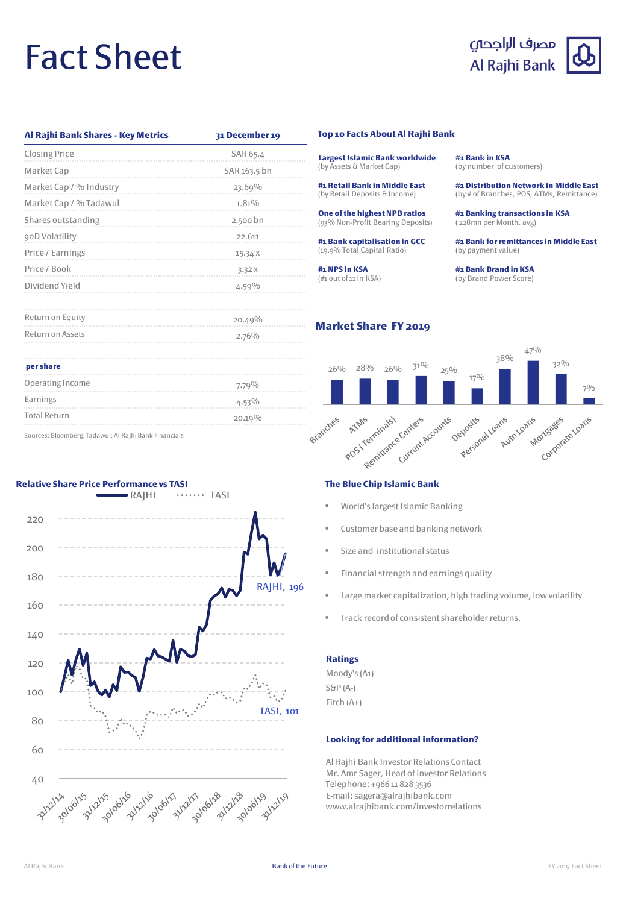# Fact Sheet

مصرف الراجحي
Al Rajhi Bank

| Al Rajhi Bank Shares - Key Metrics | 31 December 19 |
|---|---|
| Closing Price | SAR 65.4 |
| Market Cap | SAR 163.5 bn |
| Market Cap / % Industry | 23.69% |
| Market Cap / % Tadawul | 1.81% |
| Shares outstanding | 2.500 bn |
| 90D Volatility | 22.611 |
| Price / Earnings | 15.34 x |
| Price / Book | 3.32 x |
| Dividend Yield | 4.59% |
| | |
| Return on Equity | 20.49% |
| Return on Assets | 2.76% |
| | |
| **per share** | |
| Operating Income | 7.79% |
| Earnings | 4.53% |
| Total Return | 20.19% |

Sources: Bloomberg; Tadawul; Al Rajhi Bank Financials

## Top 10 Facts About Al Rajhi Bank

**Largest Islamic Bank worldwide**
(by Assets & Market Cap)

**#1 Bank in KSA**
(by number of customers)

**#1 Retail Bank in Middle East**
(by Retail Deposits & Income)

**#1 Distribution Network in Middle East**
(by # of Branches, POS, ATMs, Remittance)

**One of the highest NPB ratios**
(93% Non-Profit Bearing Deposits)

**#1 Banking transactions in KSA**
(228mn per Month, avg)

**#1 Bank capitalisation in GCC**
(19.9% Total Capital Ratio)

**#1 Bank for remittances in Middle East**
(by payment value)

**#1 NPS in KSA**
(#1 out of 11 in KSA)

**#1 Bank Brand in KSA**
(by Brand Power Score)

## Market Share FY 2019

Branches 26%
ATMs 28%
POS (Terminals) 26%
Remittance Centers 31%
Current Accounts 25%
Deposits 17%
Personal Loans 38%
Auto Loans 47%
Mortgages 32%
Corporate Loans 7%

## Relative Share Price Performance vs TASI

RAJHI TASI

220
200
180
160
140
120
100
80
60
40

31/12/14 30/06/15 31/12/15 30/06/16 31/12/16 30/06/17 31/12/17 30/06/18 31/12/18 30/06/19 31/12/19

RAJHI, 196
TASI, 101

## The Blue Chip Islamic Bank

- World's largest Islamic Banking
- Customer base and banking network
- Size and institutional status
- Financial strength and earnings quality
- Large market capitalization, high trading volume, low volatility
- Track record of consistent shareholder returns.

### Ratings

Moody's (A1)
S&P (A-)
Fitch (A+)

### Looking for additional information?

Al Rajhi Bank Investor Relations Contact
Mr. Amr Sager, Head of investor Relations
Telephone: +966 11 828 3536
E-mail: sagera@alrajhibank.com
www.alrajhibank.com/investorrelations

Al Rajhi Bank Bank of the Future FY 2019 Fact Sheet